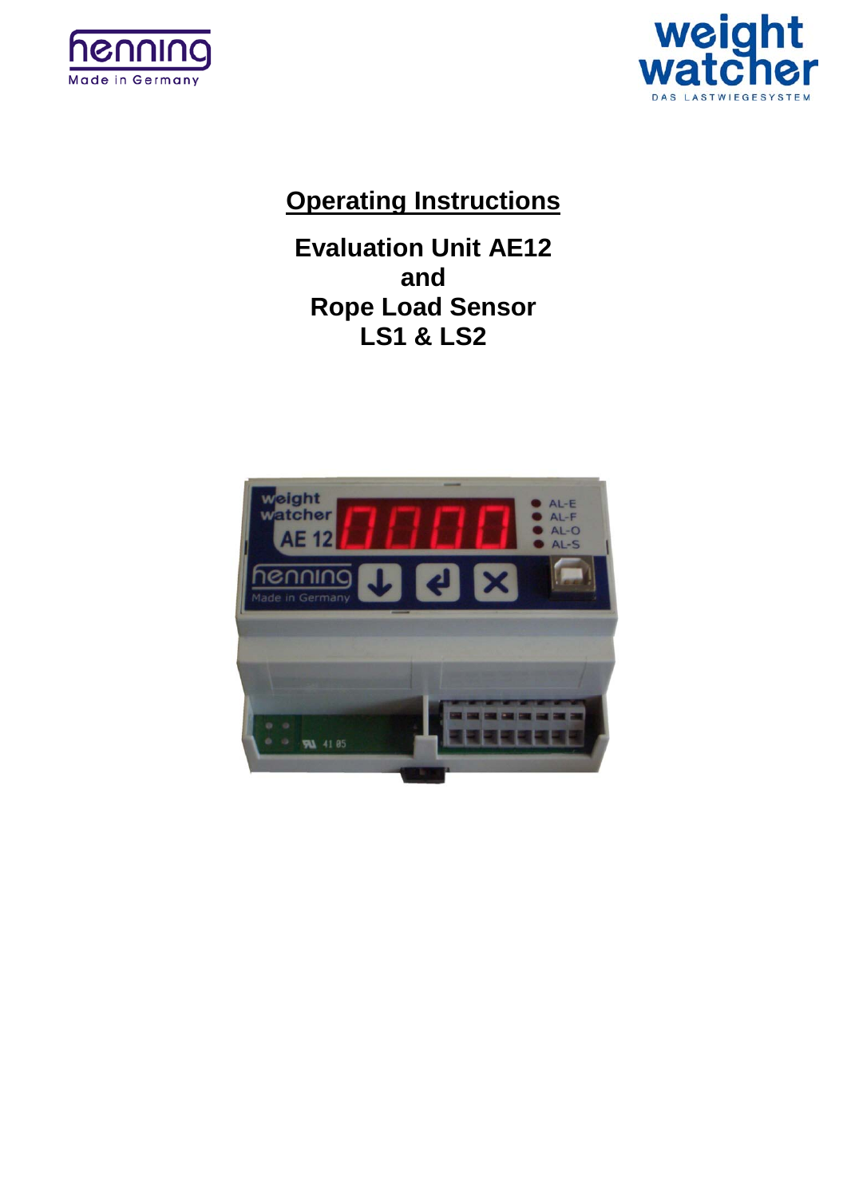henning
Made in Germany

weight watcher
DAS LASTWIEGESYSTEM

# Operating Instructions

## Evaluation Unit AE12
## and
## Rope Load Sensor
## LS1 & LS2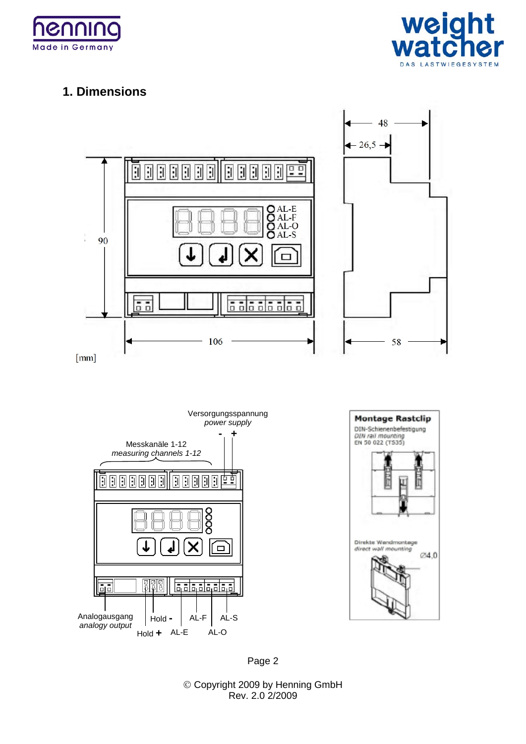## 1. Dimensions

48

26,5

90

106

58

[mm]

Versorgungsspannung
*power supply*

- +

Messkanäle 1-12
*measuring channels 1-12*

Analogausgang
*analogy output*

Hold -

Hold +

AL-E

AL-F

AL-O

AL-S

**Montage Rastclip**

DIN-Schienenbefestigung
*DIN rail mounting*
EN 50 022 (TS35)

Direkte Wandmontage
*direct wall mounting*

Ø4,0

© Copyright 2009 by Henning GmbH
Rev. 2.0 2/2009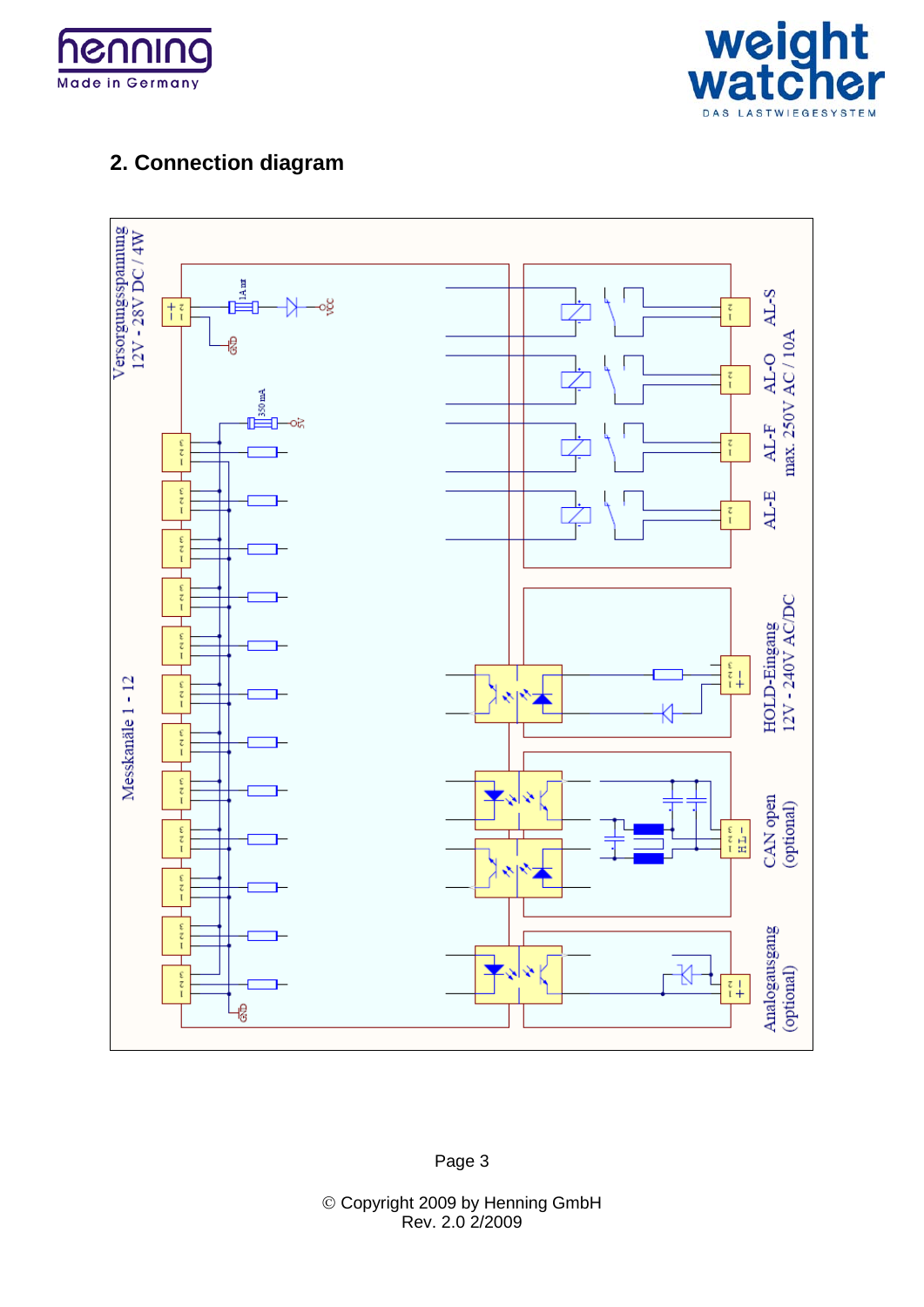## 2. Connection diagram

Versorgungsspannung
12V - 28V DC / 4W

1A mt

VCC

GND

350 mA

5V

Messkanäle 1 - 12

GND

AL-S

AL-O

AL-F

AL-E

max. 250V AC / 10A

HOLD-Eingang
12V - 240V AC/DC

CAN open
(optional)

Analogausgang
(optional)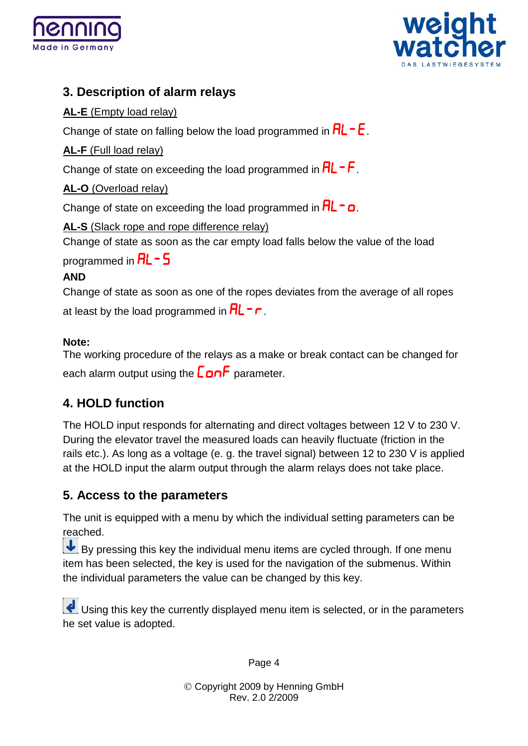## 3. Description of alarm relays

**AL-E** (Empty load relay)

Change of state on falling below the load programmed in AL-E.

**AL-F** (Full load relay)

Change of state on exceeding the load programmed in AL-F.

**AL-O** (Overload relay)

Change of state on exceeding the load programmed in AL-o.

**AL-S** (Slack rope and rope difference relay)

Change of state as soon as the car empty load falls below the value of the load programmed in AL-S

**AND**

Change of state as soon as one of the ropes deviates from the average of all ropes at least by the load programmed in AL-r.

**Note:**
The working procedure of the relays as a make or break contact can be changed for each alarm output using the ConF parameter.

## 4. HOLD function

The HOLD input responds for alternating and direct voltages between 12 V to 230 V. During the elevator travel the measured loads can heavily fluctuate (friction in the rails etc.). As long as a voltage (e. g. the travel signal) between 12 to 230 V is applied at the HOLD input the alarm output through the alarm relays does not take place.

## 5. Access to the parameters

The unit is equipped with a menu by which the individual setting parameters can be reached.

↓ By pressing this key the individual menu items are cycled through. If one menu item has been selected, the key is used for the navigation of the submenus. Within the individual parameters the value can be changed by this key.

↵ Using this key the currently displayed menu item is selected, or in the parameters he set value is adopted.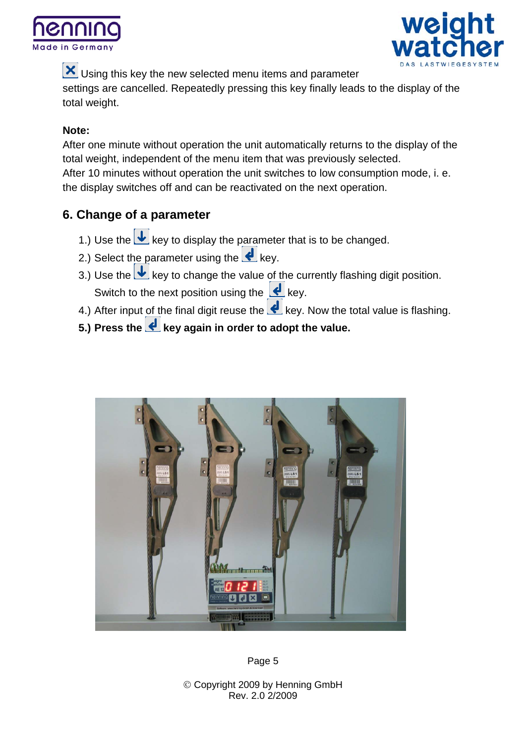Using this key the new selected menu items and parameter settings are cancelled. Repeatedly pressing this key finally leads to the display of the total weight.

**Note:**
After one minute without operation the unit automatically returns to the display of the total weight, independent of the menu item that was previously selected.
After 10 minutes without operation the unit switches to low consumption mode, i. e. the display switches off and can be reactivated on the next operation.

## 6. Change of a parameter

1.) Use the key to display the parameter that is to be changed.
2.) Select the parameter using the key.
3.) Use the key to change the value of the currently flashing digit position. Switch to the next position using the key.
4.) After input of the final digit reuse the key. Now the total value is flashing.
**5.) Press the key again in order to adopt the value.**

© Copyright 2009 by Henning GmbH
Rev. 2.0 2/2009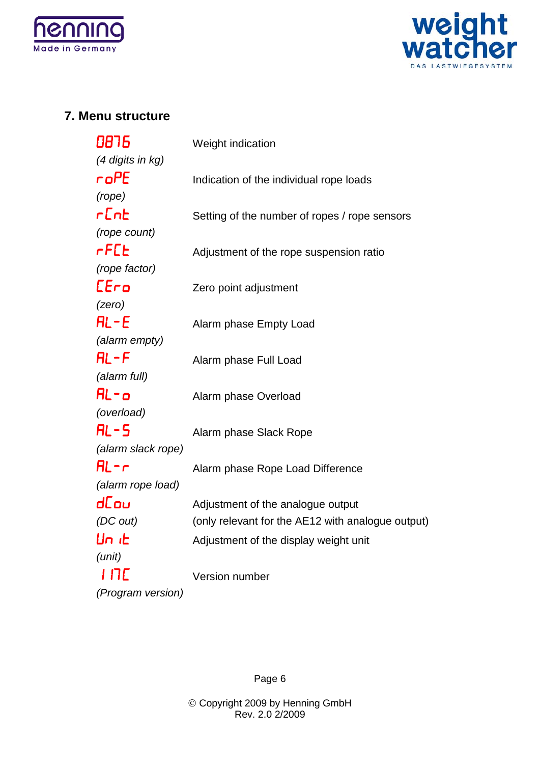## 7. Menu structure

| | |
|---|---|
| 0876<br>*(4 digits in kg)* | Weight indication |
| roPE<br>*(rope)* | Indication of the individual rope loads |
| rCnt<br>*(rope count)* | Setting of the number of ropes / rope sensors |
| rFCt<br>*(rope factor)* | Adjustment of the rope suspension ratio |
| CEro<br>*(zero)* | Zero point adjustment |
| AL-E<br>*(alarm empty)* | Alarm phase Empty Load |
| AL-F<br>*(alarm full)* | Alarm phase Full Load |
| AL-o<br>*(overload)* | Alarm phase Overload |
| AL-S<br>*(alarm slack rope)* | Alarm phase Slack Rope |
| AL-r<br>*(alarm rope load)* | Alarm phase Rope Load Difference |
| dCou<br>*(DC out)* | Adjustment of the analogue output<br>(only relevant for the AE12 with analogue output) |
| Un it<br>*(unit)* | Adjustment of the display weight unit |
| 1 17C<br>*(Program version)* | Version number |

© Copyright 2009 by Henning GmbH
Rev. 2.0 2/2009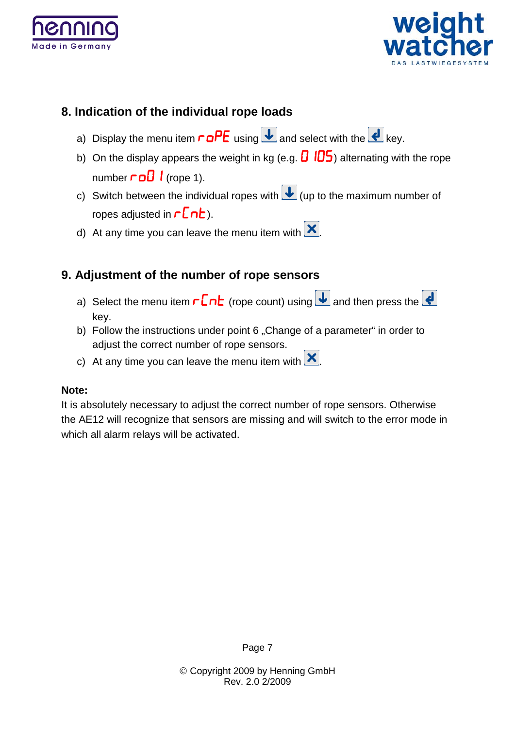## 8. Indication of the individual rope loads

a) Display the menu item rOPE using ↓ and select with the ↵ key.
b) On the display appears the weight in kg (e.g. 0 105) alternating with the rope number ro01 (rope 1).
c) Switch between the individual ropes with ↓ (up to the maximum number of ropes adjusted in rCnt).
d) At any time you can leave the menu item with ✕.

## 9. Adjustment of the number of rope sensors

a) Select the menu item rCnt (rope count) using ↓ and then press the ↵ key.
b) Follow the instructions under point 6 „Change of a parameter“ in order to adjust the correct number of rope sensors.
c) At any time you can leave the menu item with ✕.

**Note:**
It is absolutely necessary to adjust the correct number of rope sensors. Otherwise the AE12 will recognize that sensors are missing and will switch to the error mode in which all alarm relays will be activated.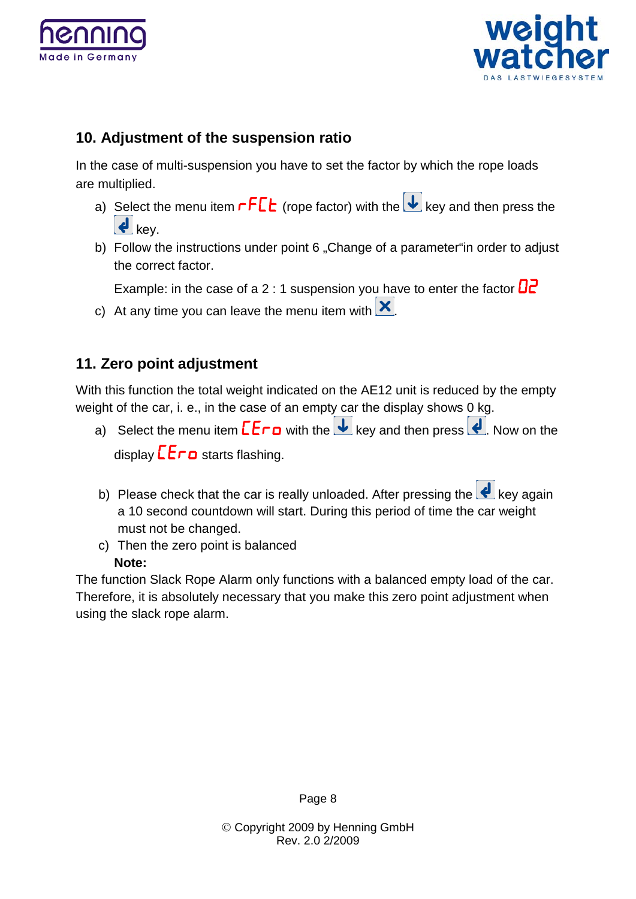## 10. Adjustment of the suspension ratio

In the case of multi-suspension you have to set the factor by which the rope loads are multiplied.

a) Select the menu item rFCt (rope factor) with the ↓ key and then press the ↲ key.

b) Follow the instructions under point 6 „Change of a parameter"in order to adjust the correct factor.

   Example: in the case of a 2 : 1 suspension you have to enter the factor 02

c) At any time you can leave the menu item with ✕.

## 11. Zero point adjustment

With this function the total weight indicated on the AE12 unit is reduced by the empty weight of the car, i. e., in the case of an empty car the display shows 0 kg.

a) Select the menu item CEro with the ↓ key and then press ↲. Now on the display CEro starts flashing.

b) Please check that the car is really unloaded. After pressing the ↲ key again a 10 second countdown will start. During this period of time the car weight must not be changed.

c) Then the zero point is balanced

**Note:**

The function Slack Rope Alarm only functions with a balanced empty load of the car. Therefore, it is absolutely necessary that you make this zero point adjustment when using the slack rope alarm.

© Copyright 2009 by Henning GmbH
Rev. 2.0 2/2009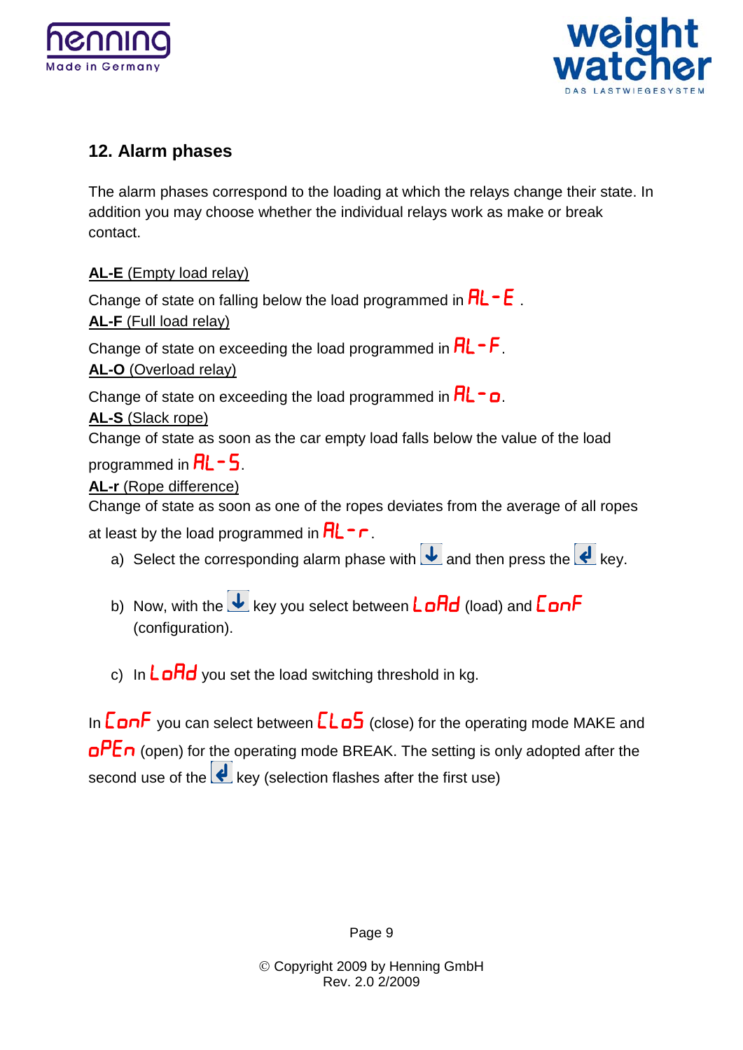## 12. Alarm phases

The alarm phases correspond to the loading at which the relays change their state. In addition you may choose whether the individual relays work as make or break contact.

**AL-E** (Empty load relay)

Change of state on falling below the load programmed in AL-E .

**AL-F** (Full load relay)

Change of state on exceeding the load programmed in AL-F.

**AL-O** (Overload relay)

Change of state on exceeding the load programmed in AL-o.

**AL-S** (Slack rope)

Change of state as soon as the car empty load falls below the value of the load programmed in AL-S.

**AL-r** (Rope difference)

Change of state as soon as one of the ropes deviates from the average of all ropes at least by the load programmed in AL-r.

a) Select the corresponding alarm phase with ↓ and then press the ↲ key.

b) Now, with the ↓ key you select between LoAd (load) and ConF (configuration).

c) In LoAd you set the load switching threshold in kg.

In ConF you can select between CLoS (close) for the operating mode MAKE and oPEn (open) for the operating mode BREAK. The setting is only adopted after the second use of the ↲ key (selection flashes after the first use)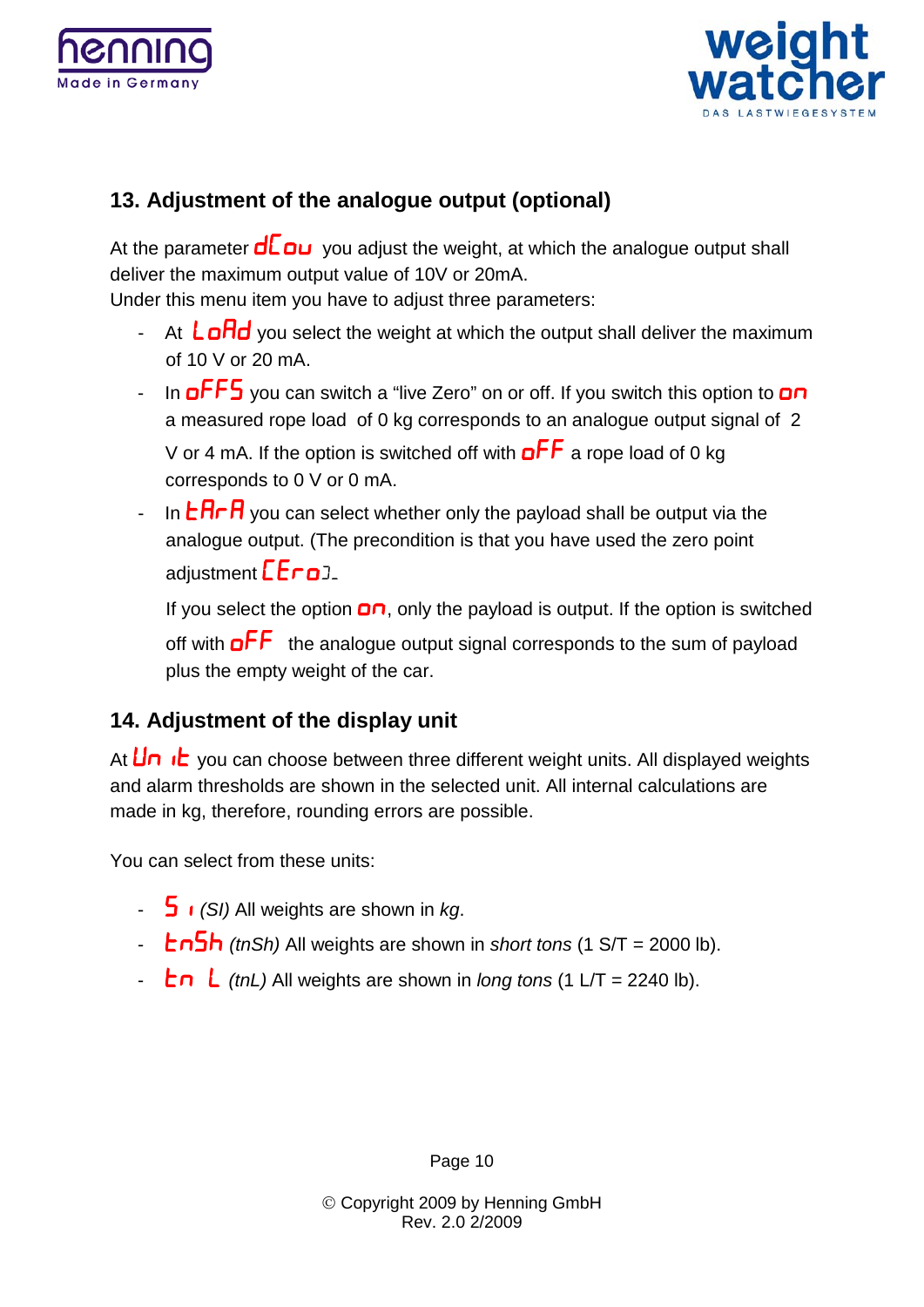## 13. Adjustment of the analogue output (optional)

At the parameter dCou you adjust the weight, at which the analogue output shall deliver the maximum output value of 10V or 20mA.
Under this menu item you have to adjust three parameters:

- At LoAd you select the weight at which the output shall deliver the maximum of 10 V or 20 mA.
- In oFFS you can switch a “live Zero” on or off. If you switch this option to on a measured rope load of 0 kg corresponds to an analogue output signal of 2 V or 4 mA. If the option is switched off with oFF a rope load of 0 kg corresponds to 0 V or 0 mA.
- In tArA you can select whether only the payload shall be output via the analogue output. (The precondition is that you have used the zero point adjustment CEro).

  If you select the option on, only the payload is output. If the option is switched off with oFF the analogue output signal corresponds to the sum of payload plus the empty weight of the car.

## 14. Adjustment of the display unit

At Un it you can choose between three different weight units. All displayed weights and alarm thresholds are shown in the selected unit. All internal calculations are made in kg, therefore, rounding errors are possible.

You can select from these units:

- S I *(SI)* All weights are shown in *kg*.
- tnSh *(tnSh)* All weights are shown in *short tons* (1 S/T = 2000 lb).
- tn L *(tnL)* All weights are shown in *long tons* (1 L/T = 2240 lb).

© Copyright 2009 by Henning GmbH
Rev. 2.0 2/2009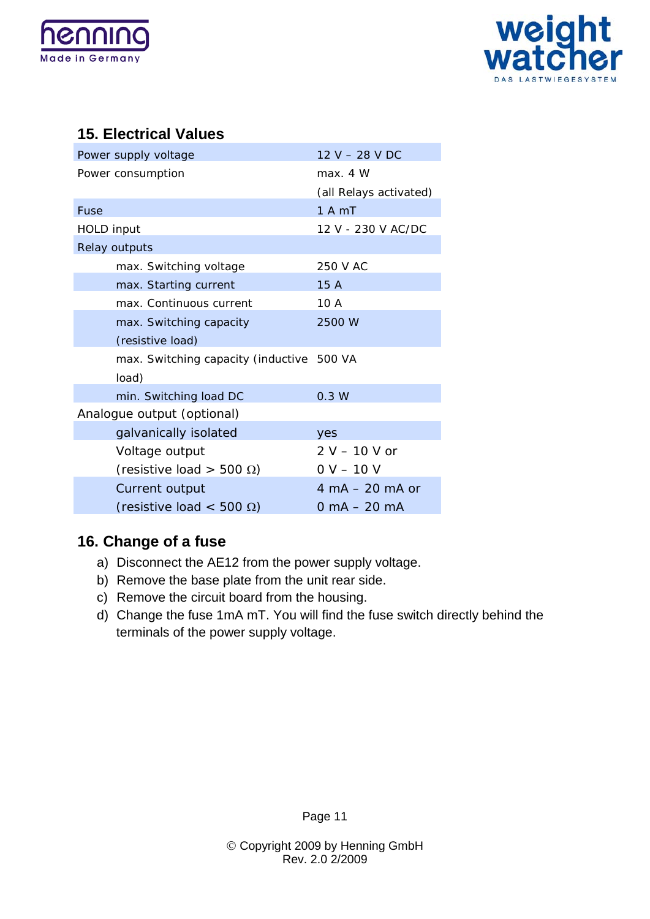## 15. Electrical Values

| | |
|---|---|
| Power supply voltage | 12 V – 28 V DC |
| Power consumption | max. 4 W (all Relays activated) |
| Fuse | 1 A mT |
| HOLD input | 12 V - 230 V AC/DC |
| Relay outputs | |
| max. Switching voltage | 250 V AC |
| max. Starting current | 15 A |
| max. Continuous current | 10 A |
| max. Switching capacity (resistive load) | 2500 W |
| max. Switching capacity (inductive load) | 500 VA |
| min. Switching load DC | 0.3 W |
| Analogue output (optional) | |
| galvanically isolated | yes |
| Voltage output (resistive load > 500 Ω) | 2 V – 10 V or 0 V – 10 V |
| Current output (resistive load < 500 Ω) | 4 mA – 20 mA or 0 mA – 20 mA |

## 16. Change of a fuse

a) Disconnect the AE12 from the power supply voltage.
b) Remove the base plate from the unit rear side.
c) Remove the circuit board from the housing.
d) Change the fuse 1mA mT. You will find the fuse switch directly behind the terminals of the power supply voltage.

© Copyright 2009 by Henning GmbH
Rev. 2.0 2/2009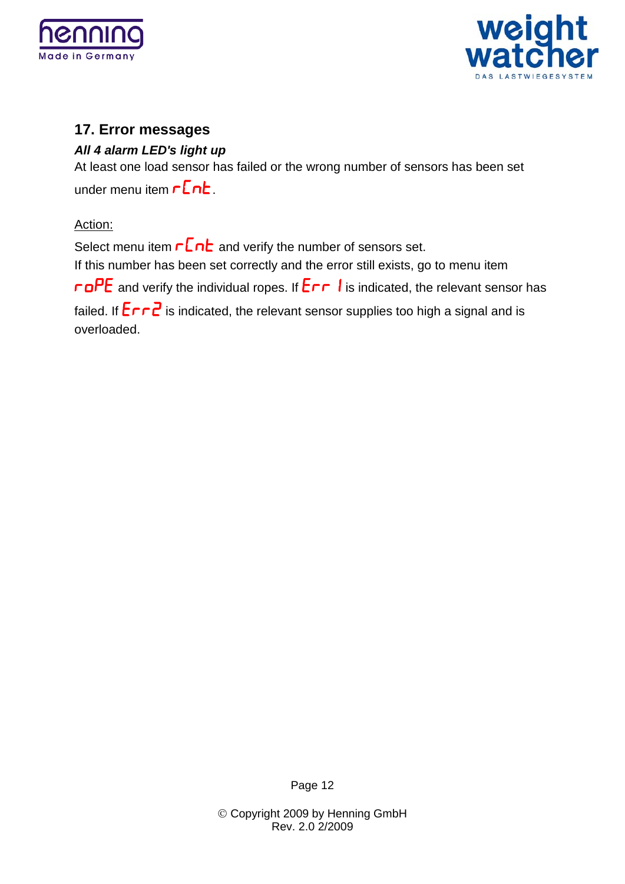## 17. Error messages

***All 4 alarm LED's light up***

At least one load sensor has failed or the wrong number of sensors has been set under menu item rCnt.

Action:

Select menu item rCnt and verify the number of sensors set.
If this number has been set correctly and the error still exists, go to menu item roPE and verify the individual ropes. If Err 1 is indicated, the relevant sensor has failed. If Err2 is indicated, the relevant sensor supplies too high a signal and is overloaded.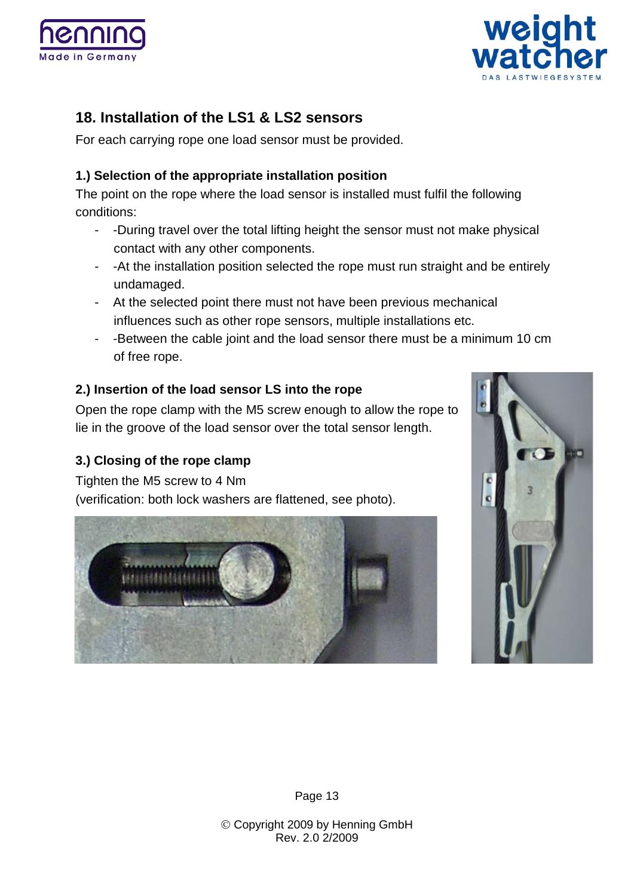## 18. Installation of the LS1 & LS2 sensors

For each carrying rope one load sensor must be provided.

### 1.) Selection of the appropriate installation position

The point on the rope where the load sensor is installed must fulfil the following conditions:

- -During travel over the total lifting height the sensor must not make physical contact with any other components.
- -At the installation position selected the rope must run straight and be entirely undamaged.
- At the selected point there must not have been previous mechanical influences such as other rope sensors, multiple installations etc.
- -Between the cable joint and the load sensor there must be a minimum 10 cm of free rope.

### 2.) Insertion of the load sensor LS into the rope

Open the rope clamp with the M5 screw enough to allow the rope to lie in the groove of the load sensor over the total sensor length.

### 3.) Closing of the rope clamp

Tighten the M5 screw to 4 Nm
(verification: both lock washers are flattened, see photo).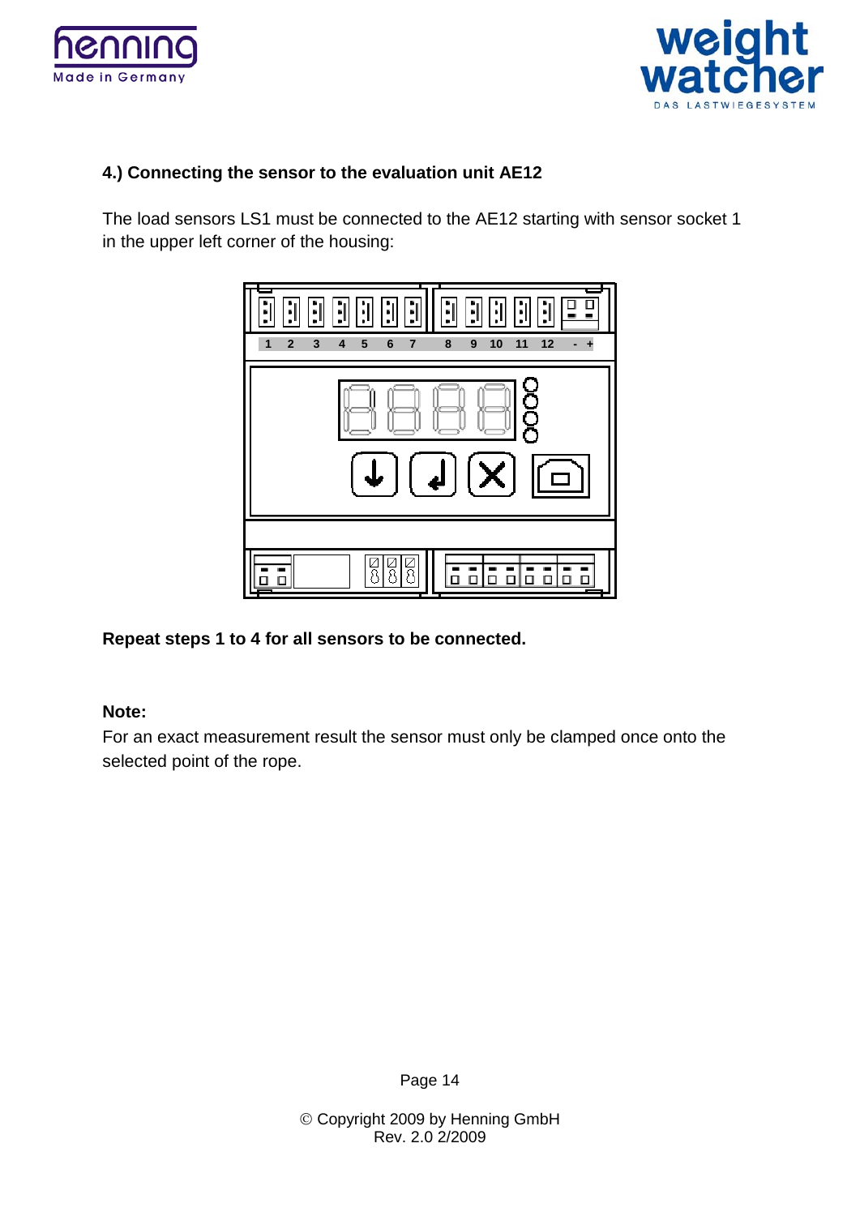## 4.) Connecting the sensor to the evaluation unit AE12

The load sensors LS1 must be connected to the AE12 starting with sensor socket 1 in the upper left corner of the housing:

**Repeat steps 1 to 4 for all sensors to be connected.**

**Note:**

For an exact measurement result the sensor must only be clamped once onto the selected point of the rope.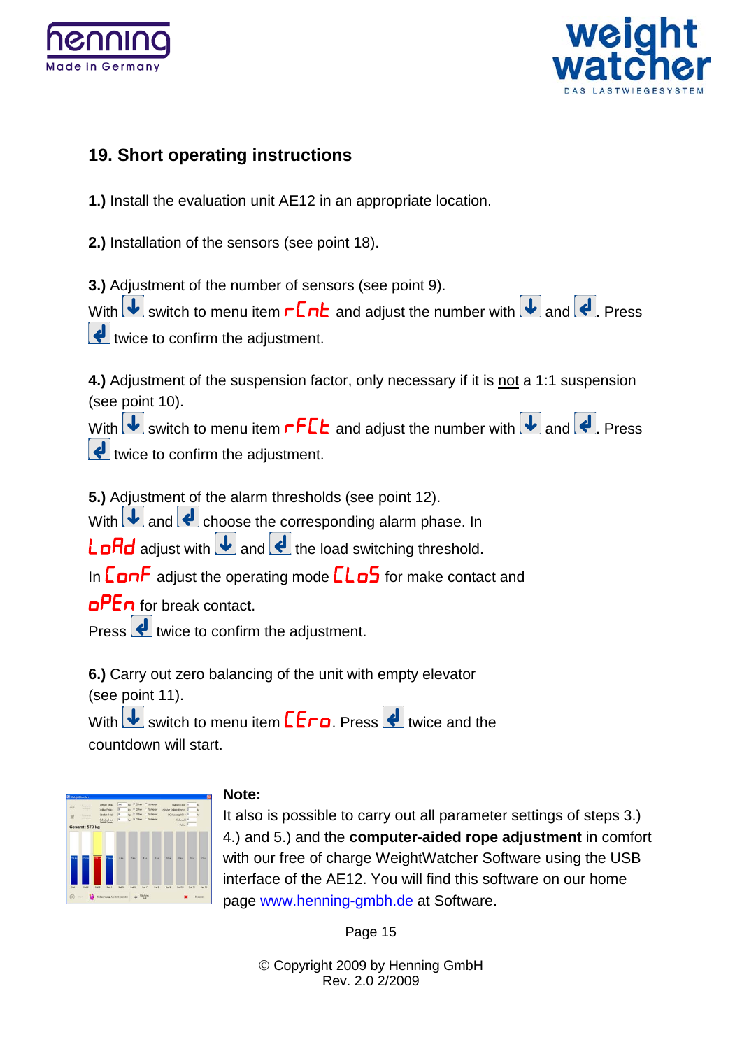## 19. Short operating instructions

**1.)** Install the evaluation unit AE12 in an appropriate location.

**2.)** Installation of the sensors (see point 18).

**3.)** Adjustment of the number of sensors (see point 9).
With ↓ switch to menu item rCnt and adjust the number with ↓ and ↲. Press ↲ twice to confirm the adjustment.

**4.)** Adjustment of the suspension factor, only necessary if it is not a 1:1 suspension (see point 10).
With ↓ switch to menu item rFCt and adjust the number with ↓ and ↲. Press ↲ twice to confirm the adjustment.

**5.)** Adjustment of the alarm thresholds (see point 12).
With ↓ and ↲ choose the corresponding alarm phase. In LoAd adjust with ↓ and ↲ the load switching threshold.
In ConF adjust the operating mode CLoS for make contact and oPEn for break contact.
Press ↲ twice to confirm the adjustment.

**6.)** Carry out zero balancing of the unit with empty elevator (see point 11).
With ↓ switch to menu item CEro. Press ↲ twice and the countdown will start.

**Note:**
It also is possible to carry out all parameter settings of steps 3.) 4.) and 5.) and the **computer-aided rope adjustment** in comfort with our free of charge WeightWatcher Software using the USB interface of the AE12. You will find this software on our home page www.henning-gmbh.de at Software.

© Copyright 2009 by Henning GmbH
Rev. 2.0 2/2009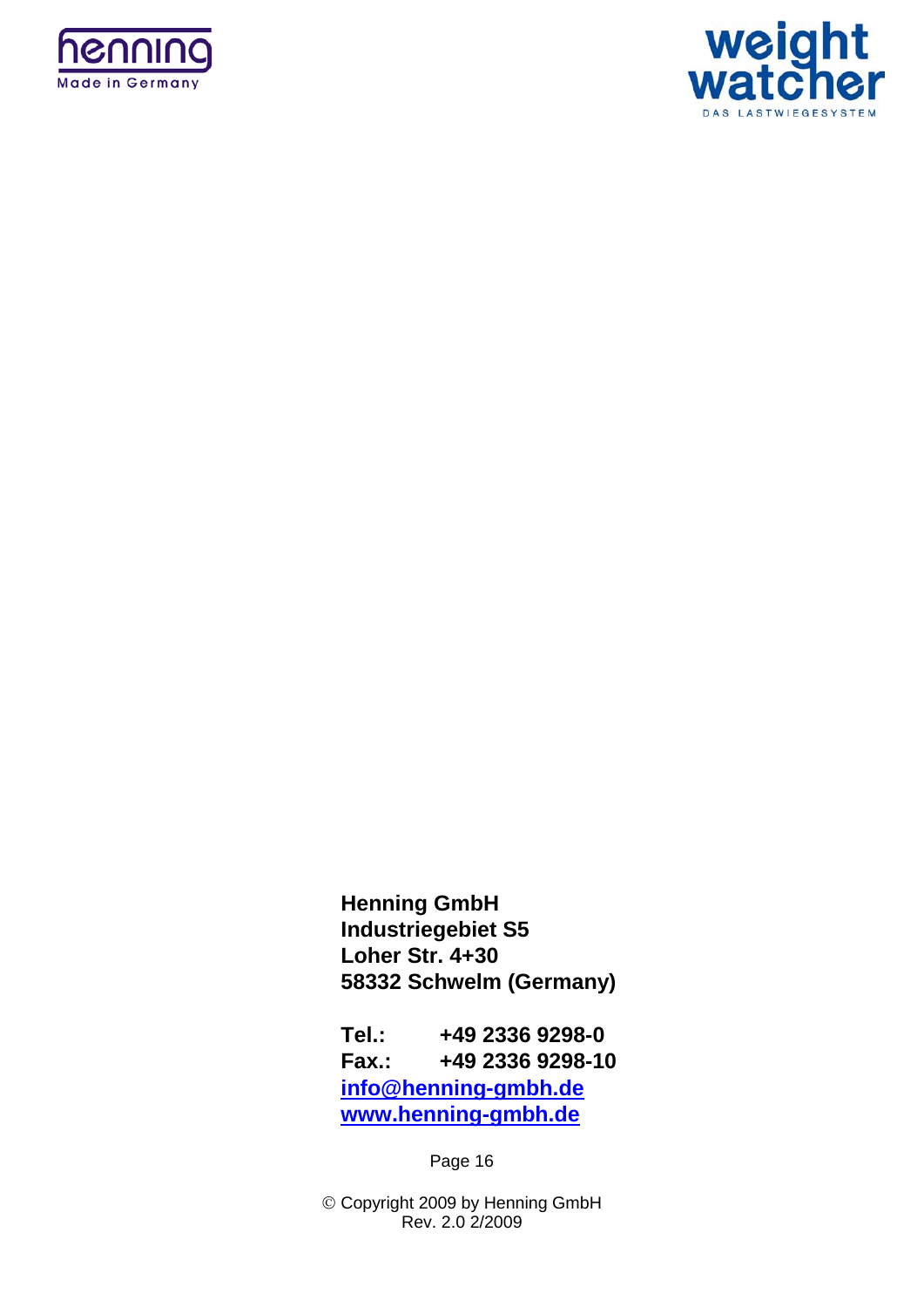henning
Made in Germany

weight watcher
DAS LASTWIEGESYSTEM

**Henning GmbH**
**Industriegebiet S5**
**Loher Str. 4+30**
**58332 Schwelm (Germany)**

**Tel.: +49 2336 9298-0**
**Fax.: +49 2336 9298-10**
**info@henning-gmbh.de**
**www.henning-gmbh.de**

© Copyright 2009 by Henning GmbH
Rev. 2.0 2/2009